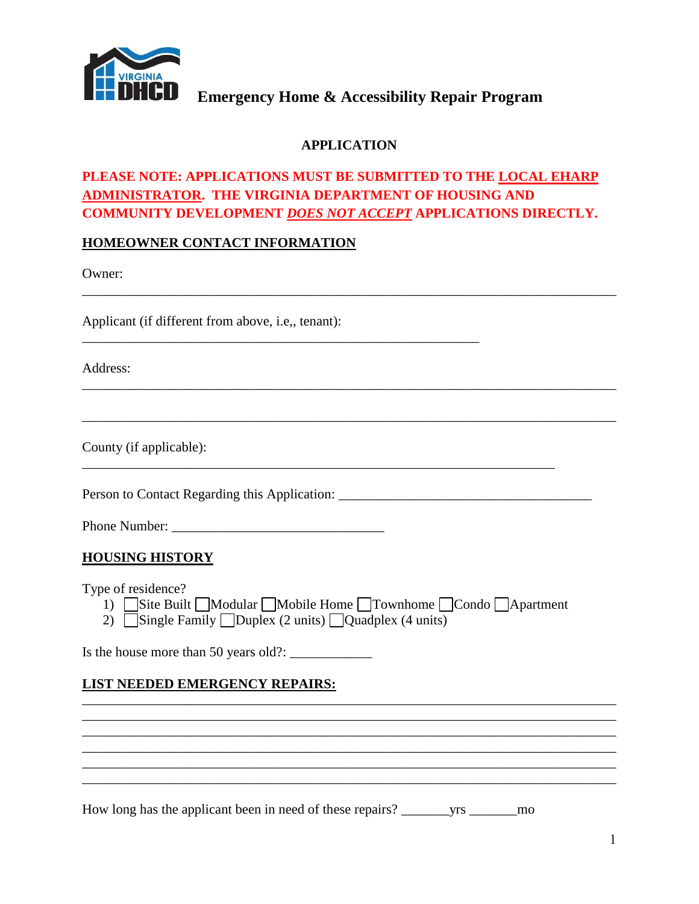# Emergency Home & Accessibility Repair Program

## APPLICATION

**PLEASE NOTE: APPLICATIONS MUST BE SUBMITTED TO THE LOCAL EHARP ADMINISTRATOR. THE VIRGINIA DEPARTMENT OF HOUSING AND COMMUNITY DEVELOPMENT *DOES NOT ACCEPT* APPLICATIONS DIRECTLY.**

### HOMEOWNER CONTACT INFORMATION

Owner:

_______________________________________________________________________________

Applicant (if different from above, i.e,, tenant):

___________________________________________________________

Address:

_______________________________________________________________________________

_______________________________________________________________________________

County (if applicable):

_______________________________________________________________________

Person to Contact Regarding this Application: ______________________________________

Phone Number: ________________________________

### HOUSING HISTORY

Type of residence?

1) ☐ Site Built ☐ Modular ☐ Mobile Home ☐ Townhome ☐ Condo ☐ Apartment
2) ☐ Single Family ☐ Duplex (2 units) ☐ Quadplex (4 units)

Is the house more than 50 years old?: ____________

### LIST NEEDED EMERGENCY REPAIRS:

_______________________________________________________________________________

_______________________________________________________________________________

_______________________________________________________________________________

_______________________________________________________________________________

_______________________________________________________________________________

_______________________________________________________________________________

How long has the applicant been in need of these repairs? _______yrs _______mo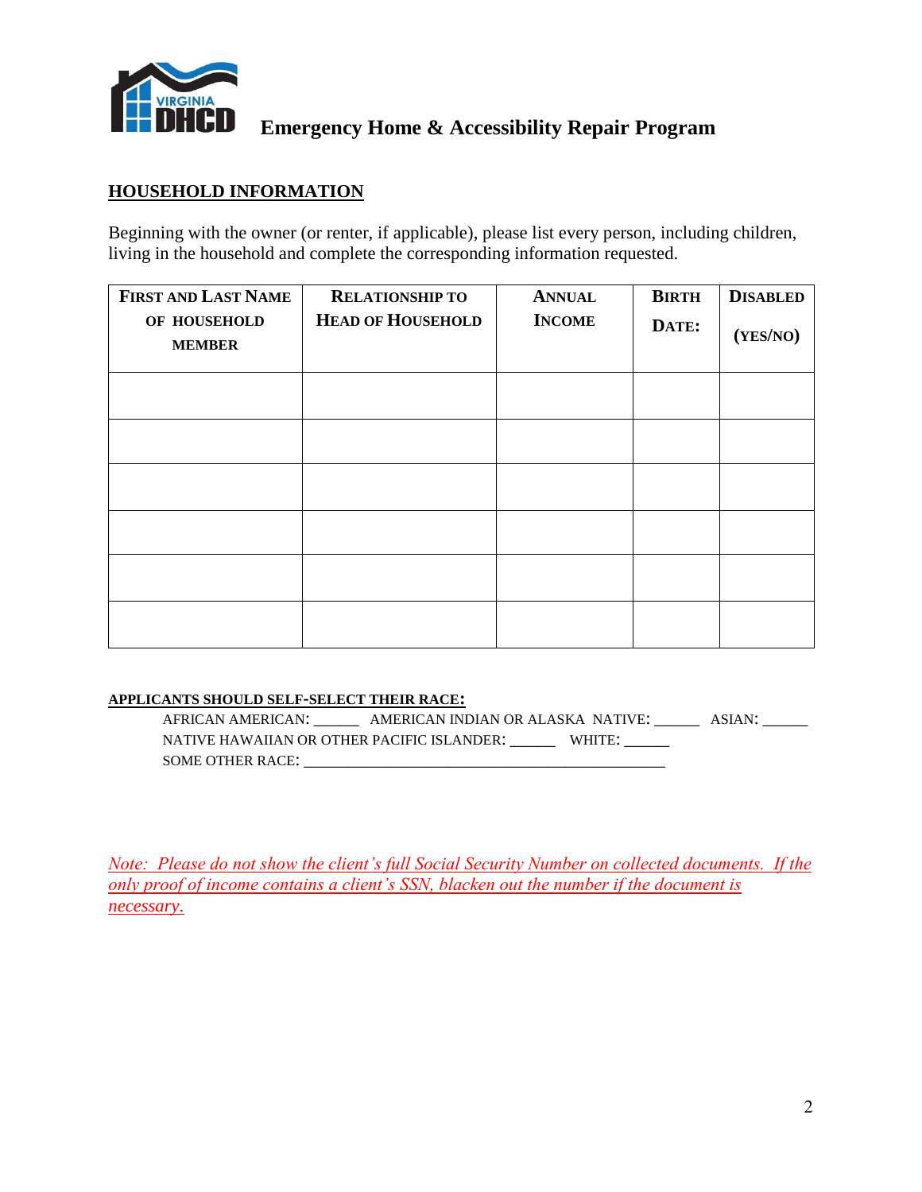**Emergency Home & Accessibility Repair Program**

## HOUSEHOLD INFORMATION

Beginning with the owner (or renter, if applicable), please list every person, including children, living in the household and complete the corresponding information requested.

| FIRST AND LAST NAME OF HOUSEHOLD MEMBER | RELATIONSHIP TO HEAD OF HOUSEHOLD | ANNUAL INCOME | BIRTH DATE: | DISABLED (YES/NO) |
|---|---|---|---|---|
| | | | | |
| | | | | |
| | | | | |
| | | | | |
| | | | | |
| | | | | |

**APPLICANTS SHOULD SELF-SELECT THEIR RACE:**

AFRICAN AMERICAN: ______ AMERICAN INDIAN OR ALASKA NATIVE: ______ ASIAN: ______
NATIVE HAWAIIAN OR OTHER PACIFIC ISLANDER: ______ WHITE: ______
SOME OTHER RACE: ______________________________________________

*Note: Please do not show the client's full Social Security Number on collected documents. If the only proof of income contains a client's SSN, blacken out the number if the document is necessary.*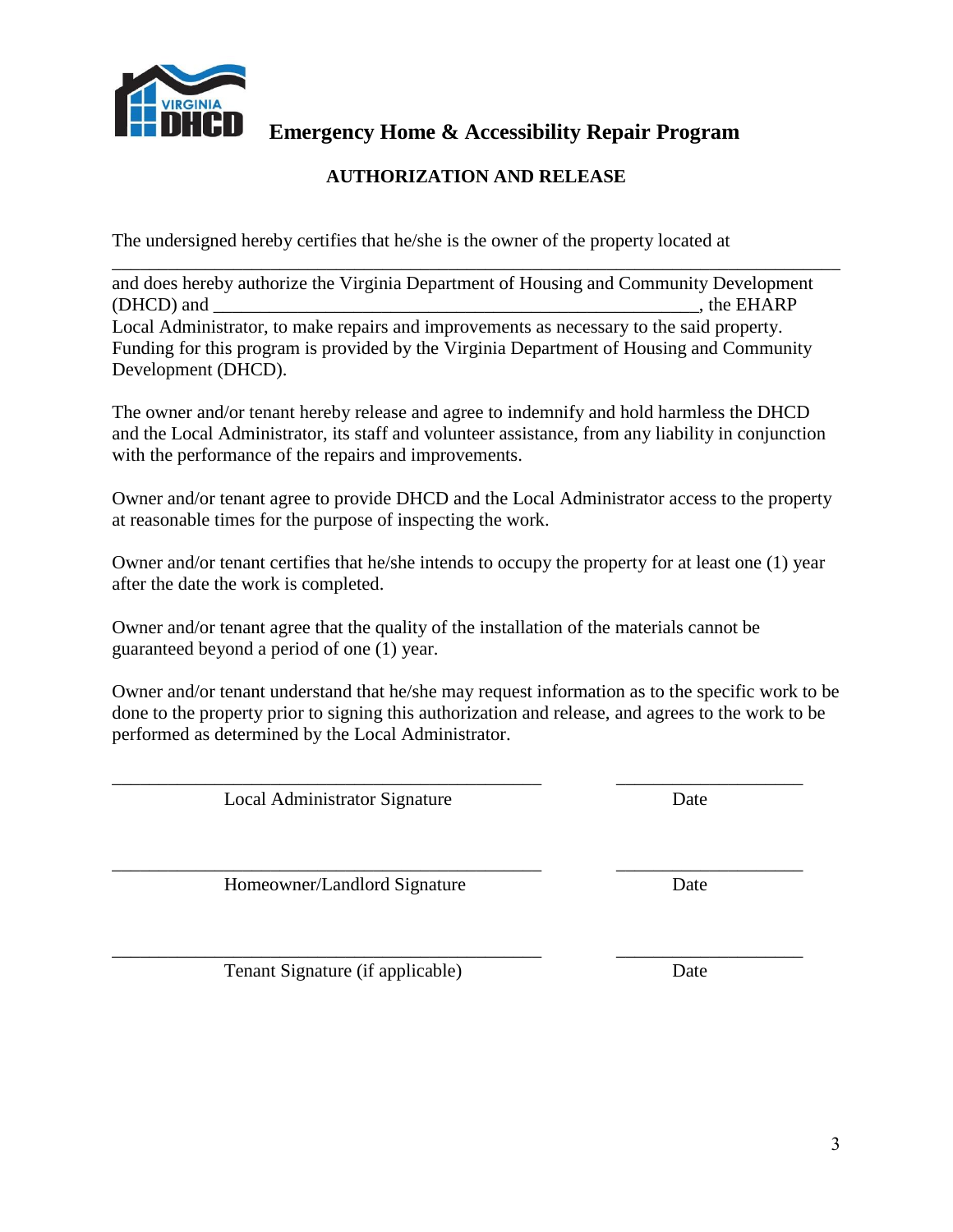# Emergency Home & Accessibility Repair Program

## AUTHORIZATION AND RELEASE

The undersigned hereby certifies that he/she is the owner of the property located at
\_\_\_\_\_\_\_\_\_\_\_\_\_\_\_\_\_\_\_\_\_\_\_\_\_\_\_\_\_\_\_\_\_\_\_\_\_\_\_\_\_\_\_\_\_\_\_\_\_\_\_\_\_\_\_\_\_\_\_\_\_\_\_\_\_\_\_\_\_\_\_\_\_\_\_\_
and does hereby authorize the Virginia Department of Housing and Community Development (DHCD) and \_\_\_\_\_\_\_\_\_\_\_\_\_\_\_\_\_\_\_\_\_\_\_\_\_\_\_\_\_\_\_\_\_\_\_\_\_\_\_\_\_\_\_\_\_\_\_\_, the EHARP Local Administrator, to make repairs and improvements as necessary to the said property. Funding for this program is provided by the Virginia Department of Housing and Community Development (DHCD).

The owner and/or tenant hereby release and agree to indemnify and hold harmless the DHCD and the Local Administrator, its staff and volunteer assistance, from any liability in conjunction with the performance of the repairs and improvements.

Owner and/or tenant agree to provide DHCD and the Local Administrator access to the property at reasonable times for the purpose of inspecting the work.

Owner and/or tenant certifies that he/she intends to occupy the property for at least one (1) year after the date the work is completed.

Owner and/or tenant agree that the quality of the installation of the materials cannot be guaranteed beyond a period of one (1) year.

Owner and/or tenant understand that he/she may request information as to the specific work to be done to the property prior to signing this authorization and release, and agrees to the work to be performed as determined by the Local Administrator.

\_\_\_\_\_\_\_\_\_\_\_\_\_\_\_\_\_\_\_\_\_\_\_\_\_\_\_\_\_\_\_\_\_\_\_\_\_\_\_\_\_\_\_\_ \_\_\_\_\_\_\_\_\_\_\_\_\_\_\_\_\_\_\_\_
Local Administrator Signature Date

\_\_\_\_\_\_\_\_\_\_\_\_\_\_\_\_\_\_\_\_\_\_\_\_\_\_\_\_\_\_\_\_\_\_\_\_\_\_\_\_\_\_\_\_ \_\_\_\_\_\_\_\_\_\_\_\_\_\_\_\_\_\_\_\_
Homeowner/Landlord Signature Date

\_\_\_\_\_\_\_\_\_\_\_\_\_\_\_\_\_\_\_\_\_\_\_\_\_\_\_\_\_\_\_\_\_\_\_\_\_\_\_\_\_\_\_\_ \_\_\_\_\_\_\_\_\_\_\_\_\_\_\_\_\_\_\_\_
Tenant Signature (if applicable) Date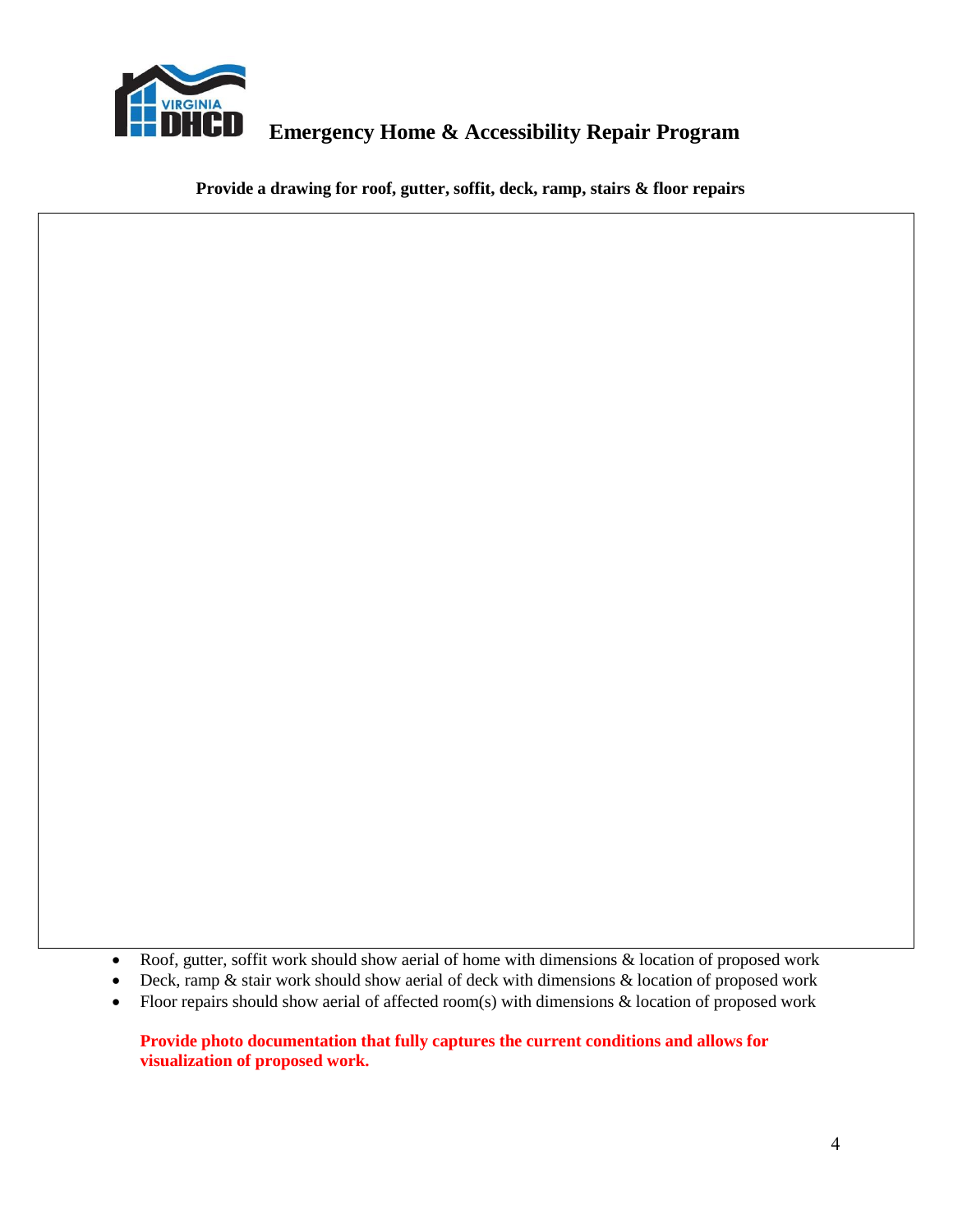# Emergency Home & Accessibility Repair Program

**Provide a drawing for roof, gutter, soffit, deck, ramp, stairs & floor repairs**

- Roof, gutter, soffit work should show aerial of home with dimensions & location of proposed work
- Deck, ramp & stair work should show aerial of deck with dimensions & location of proposed work
- Floor repairs should show aerial of affected room(s) with dimensions & location of proposed work

**Provide photo documentation that fully captures the current conditions and allows for visualization of proposed work.**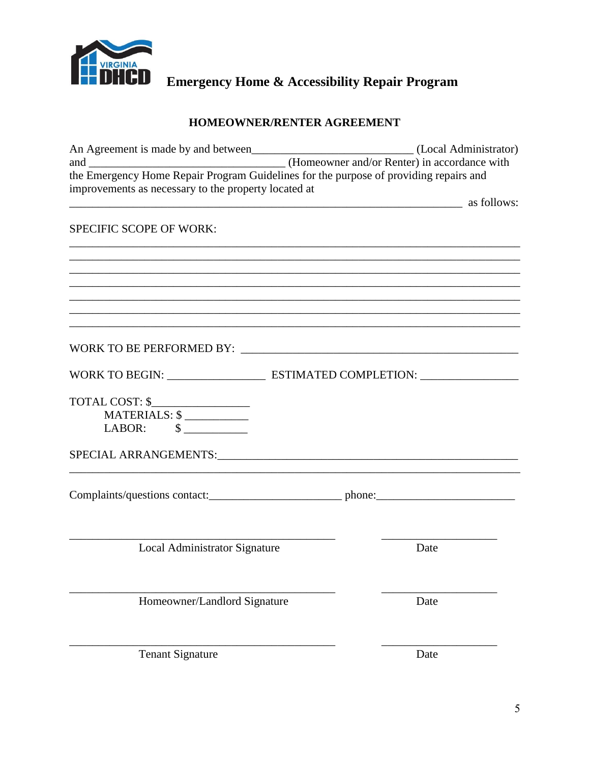# Emergency Home & Accessibility Repair Program

## HOMEOWNER/RENTER AGREEMENT

An Agreement is made by and between____________________________ (Local Administrator) and __________________________________ (Homeowner and/or Renter) in accordance with the Emergency Home Repair Program Guidelines for the purpose of providing repairs and improvements as necessary to the property located at

____________________________________________________________________ as follows:

SPECIFIC SCOPE OF WORK:

_______________________________________________________________________________

_______________________________________________________________________________

_______________________________________________________________________________

_______________________________________________________________________________

_______________________________________________________________________________

_______________________________________________________________________________

_______________________________________________________________________________

WORK TO BE PERFORMED BY: ________________________________________________

WORK TO BEGIN: _________________ ESTIMATED COMPLETION: _________________

TOTAL COST: $_________________

MATERIALS: $ ___________

LABOR: $ ___________

SPECIAL ARRANGEMENTS:_____________________________________________________

_______________________________________________________________________________

Complaints/questions contact:_______________________ phone:________________________

_________________________________________ ____________________

Local Administrator Signature Date

_________________________________________ ____________________

Homeowner/Landlord Signature Date

_________________________________________ ____________________

Tenant Signature Date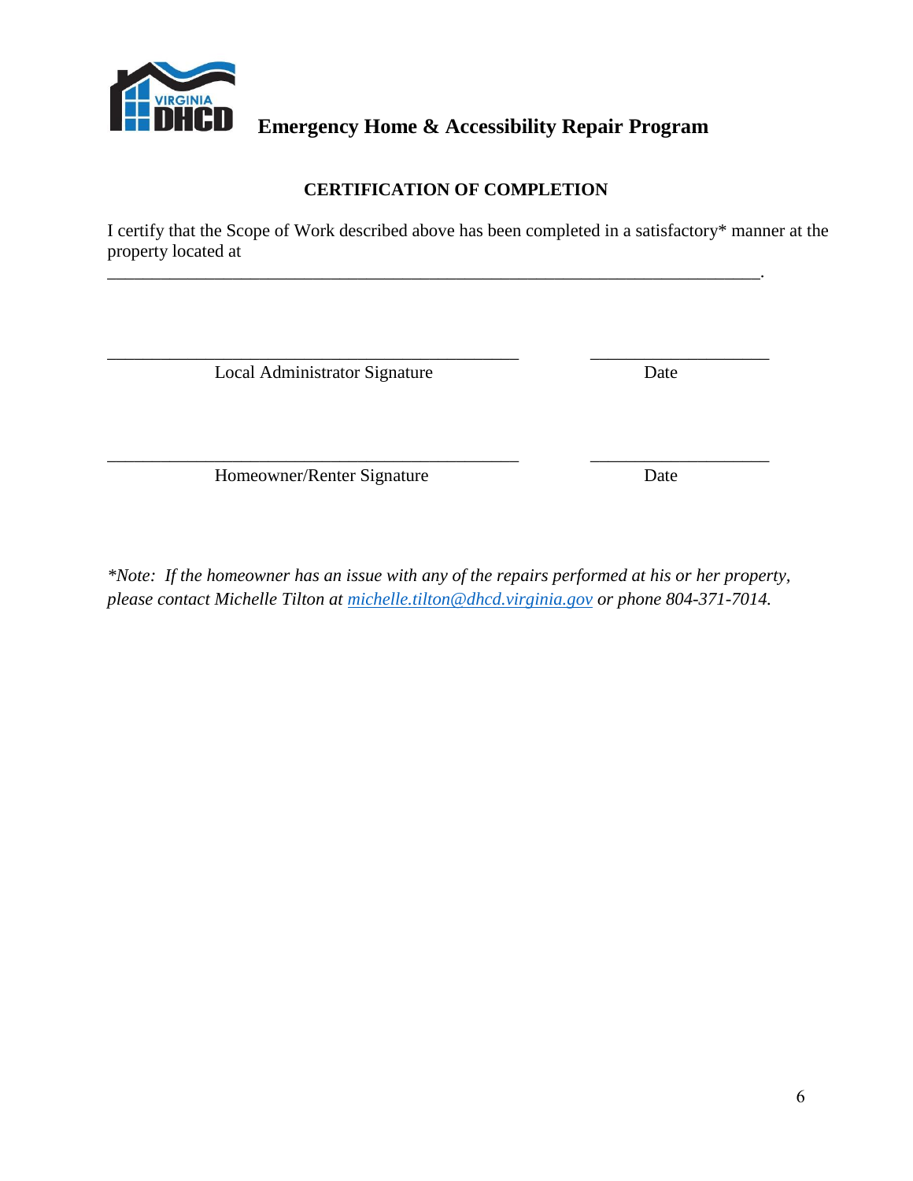**Emergency Home & Accessibility Repair Program**

## CERTIFICATION OF COMPLETION

I certify that the Scope of Work described above has been completed in a satisfactory* manner at the property located at

\_\_\_\_\_\_\_\_\_\_\_\_\_\_\_\_\_\_\_\_\_\_\_\_\_\_\_\_\_\_\_\_\_\_\_\_\_\_\_\_\_\_\_\_\_\_\_\_\_\_\_\_\_\_\_\_\_\_\_\_\_\_\_\_\_\_\_\_\_\_\_\_\_\_.

| | |
|---|---|
| \_\_\_\_\_\_\_\_\_\_\_\_\_\_\_\_\_\_\_\_\_\_\_\_\_\_\_\_\_\_\_\_\_\_\_\_\_\_\_\_ | \_\_\_\_\_\_\_\_\_\_\_\_\_\_\_\_\_\_\_\_ |
| Local Administrator Signature | Date |
| \_\_\_\_\_\_\_\_\_\_\_\_\_\_\_\_\_\_\_\_\_\_\_\_\_\_\_\_\_\_\_\_\_\_\_\_\_\_\_\_ | \_\_\_\_\_\_\_\_\_\_\_\_\_\_\_\_\_\_\_\_ |
| Homeowner/Renter Signature | Date |

*\*Note: If the homeowner has an issue with any of the repairs performed at his or her property, please contact Michelle Tilton at [michelle.tilton@dhcd.virginia.gov](mailto:michelle.tilton@dhcd.virginia.gov) or phone 804-371-7014.*